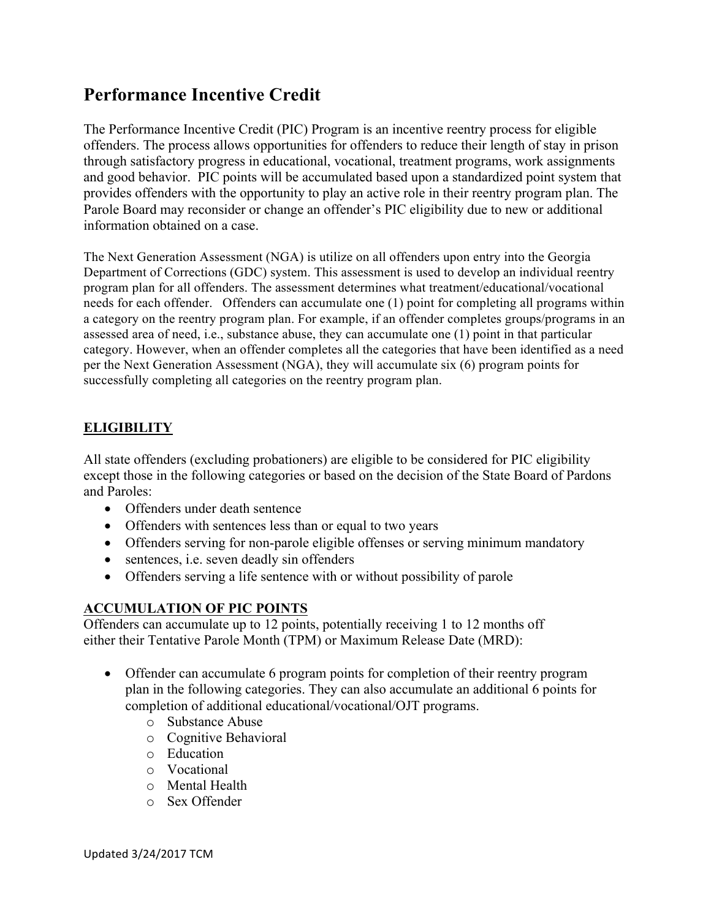# Performance Incentive Credit

The Performance Incentive Credit (PIC) Program is an incentive reentry process for eligible offenders. The process allows opportunities for offenders to reduce their length of stay in prison through satisfactory progress in educational, vocational, treatment programs, work assignments and good behavior. PIC points will be accumulated based upon a standardized point system that provides offenders with the opportunity to play an active role in their reentry program plan. The Parole Board may reconsider or change an offender's PIC eligibility due to new or additional information obtained on a case.

The Next Generation Assessment (NGA) is utilize on all offenders upon entry into the Georgia Department of Corrections (GDC) system. This assessment is used to develop an individual reentry program plan for all offenders. The assessment determines what treatment/educational/vocational needs for each offender. Offenders can accumulate one (1) point for completing all programs within a category on the reentry program plan. For example, if an offender completes groups/programs in an assessed area of need, i.e., substance abuse, they can accumulate one (1) point in that particular category. However, when an offender completes all the categories that have been identified as a need per the Next Generation Assessment (NGA), they will accumulate six (6) program points for successfully completing all categories on the reentry program plan.

## ELIGIBILITY

All state offenders (excluding probationers) are eligible to be considered for PIC eligibility except those in the following categories or based on the decision of the State Board of Pardons and Paroles:

- Offenders under death sentence
- Offenders with sentences less than or equal to two years
- Offenders serving for non-parole eligible offenses or serving minimum mandatory
- sentences, i.e. seven deadly sin offenders
- Offenders serving a life sentence with or without possibility of parole

## ACCUMULATION OF PIC POINTS

Offenders can accumulate up to 12 points, potentially receiving 1 to 12 months off either their Tentative Parole Month (TPM) or Maximum Release Date (MRD):

- Offender can accumulate 6 program points for completion of their reentry program plan in the following categories. They can also accumulate an additional 6 points for completion of additional educational/vocational/OJT programs.
  - Substance Abuse
  - Cognitive Behavioral
  - Education
  - Vocational
  - Mental Health
  - Sex Offender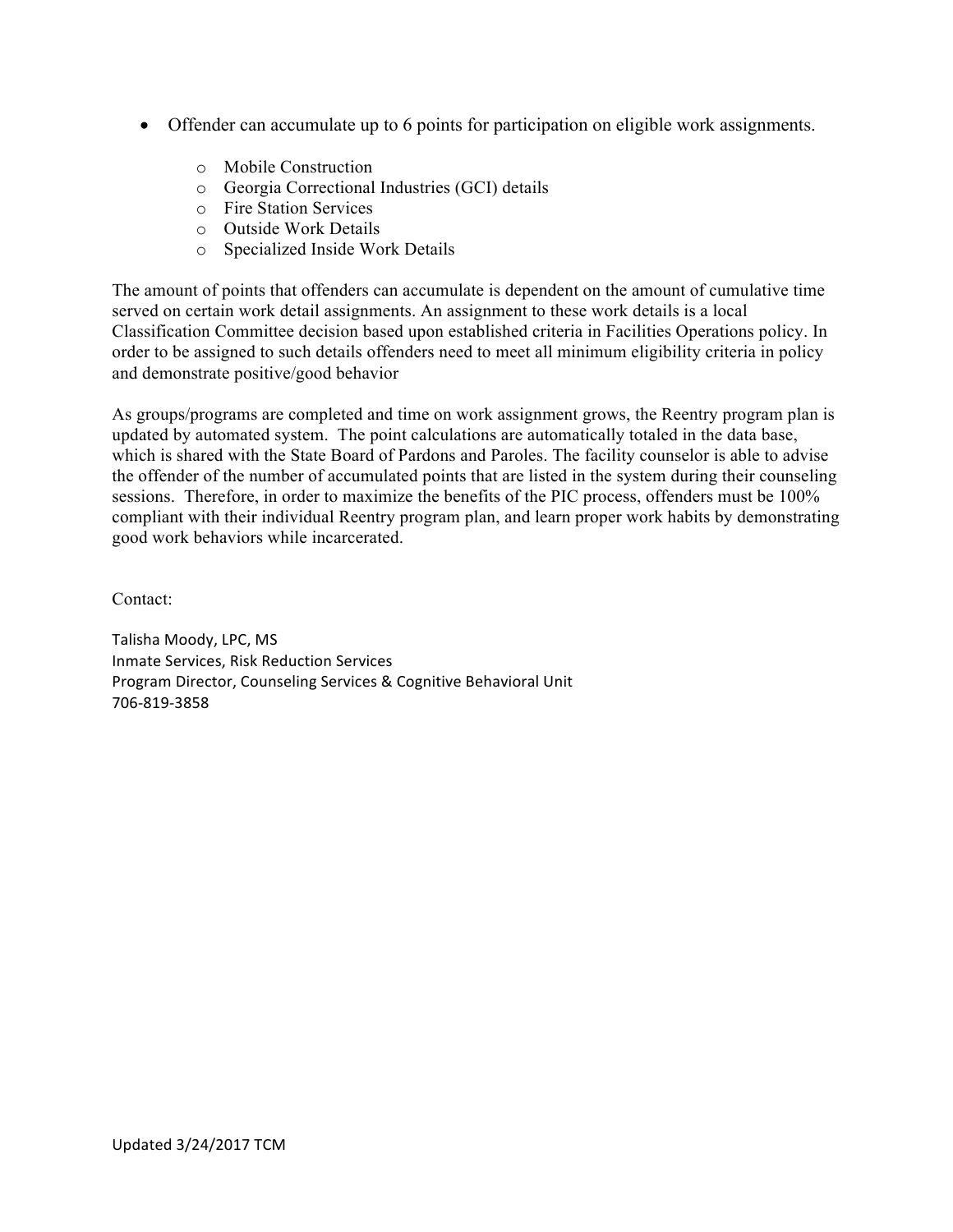- Offender can accumulate up to 6 points for participation on eligible work assignments.
    - Mobile Construction
    - Georgia Correctional Industries (GCI) details
    - Fire Station Services
    - Outside Work Details
    - Specialized Inside Work Details

The amount of points that offenders can accumulate is dependent on the amount of cumulative time served on certain work detail assignments. An assignment to these work details is a local Classification Committee decision based upon established criteria in Facilities Operations policy. In order to be assigned to such details offenders need to meet all minimum eligibility criteria in policy and demonstrate positive/good behavior

As groups/programs are completed and time on work assignment grows, the Reentry program plan is updated by automated system. The point calculations are automatically totaled in the data base, which is shared with the State Board of Pardons and Paroles. The facility counselor is able to advise the offender of the number of accumulated points that are listed in the system during their counseling sessions. Therefore, in order to maximize the benefits of the PIC process, offenders must be 100% compliant with their individual Reentry program plan, and learn proper work habits by demonstrating good work behaviors while incarcerated.

Contact:

Talisha Moody, LPC, MS
Inmate Services, Risk Reduction Services
Program Director, Counseling Services & Cognitive Behavioral Unit
706-819-3858

Updated 3/24/2017 TCM